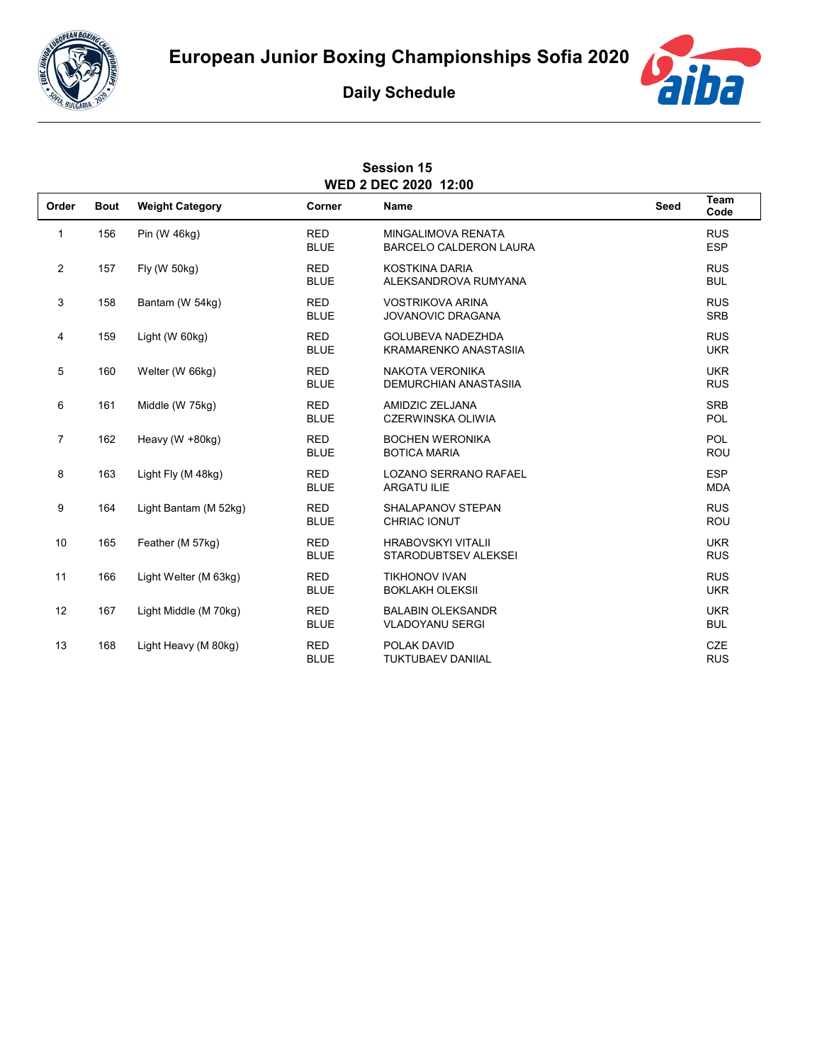# European Junior Boxing Championships Sofia 2020

## Daily Schedule

**Session 15**
**WED 2 DEC 2020 12:00**

| Order | Bout | Weight Category | Corner | Name | Seed | Team Code |
|---|---|---|---|---|---|---|
| 1 | 156 | Pin (W 46kg) | RED | MINGALIMOVA RENATA | | RUS |
| | | | BLUE | BARCELO CALDERON LAURA | | ESP |
| 2 | 157 | Fly (W 50kg) | RED | KOSTKINA DARIA | | RUS |
| | | | BLUE | ALEKSANDROVA RUMYANA | | BUL |
| 3 | 158 | Bantam (W 54kg) | RED | VOSTRIKOVA ARINA | | RUS |
| | | | BLUE | JOVANOVIC DRAGANA | | SRB |
| 4 | 159 | Light (W 60kg) | RED | GOLUBEVA NADEZHDA | | RUS |
| | | | BLUE | KRAMARENKO ANASTASIIA | | UKR |
| 5 | 160 | Welter (W 66kg) | RED | NAKOTA VERONIKA | | UKR |
| | | | BLUE | DEMURCHIAN ANASTASIIA | | RUS |
| 6 | 161 | Middle (W 75kg) | RED | AMIDZIC ZELJANA | | SRB |
| | | | BLUE | CZERWINSKA OLIWIA | | POL |
| 7 | 162 | Heavy (W +80kg) | RED | BOCHEN WERONIKA | | POL |
| | | | BLUE | BOTICA MARIA | | ROU |
| 8 | 163 | Light Fly (M 48kg) | RED | LOZANO SERRANO RAFAEL | | ESP |
| | | | BLUE | ARGATU ILIE | | MDA |
| 9 | 164 | Light Bantam (M 52kg) | RED | SHALAPANOV STEPAN | | RUS |
| | | | BLUE | CHRIAC IONUT | | ROU |
| 10 | 165 | Feather (M 57kg) | RED | HRABOVSKYI VITALII | | UKR |
| | | | BLUE | STARODUBTSEV ALEKSEI | | RUS |
| 11 | 166 | Light Welter (M 63kg) | RED | TIKHONOV IVAN | | RUS |
| | | | BLUE | BOKLAKH OLEKSII | | UKR |
| 12 | 167 | Light Middle (M 70kg) | RED | BALABIN OLEKSANDR | | UKR |
| | | | BLUE | VLADOYANU SERGI | | BUL |
| 13 | 168 | Light Heavy (M 80kg) | RED | POLAK DAVID | | CZE |
| | | | BLUE | TUKTUBAEV DANIIAL | | RUS |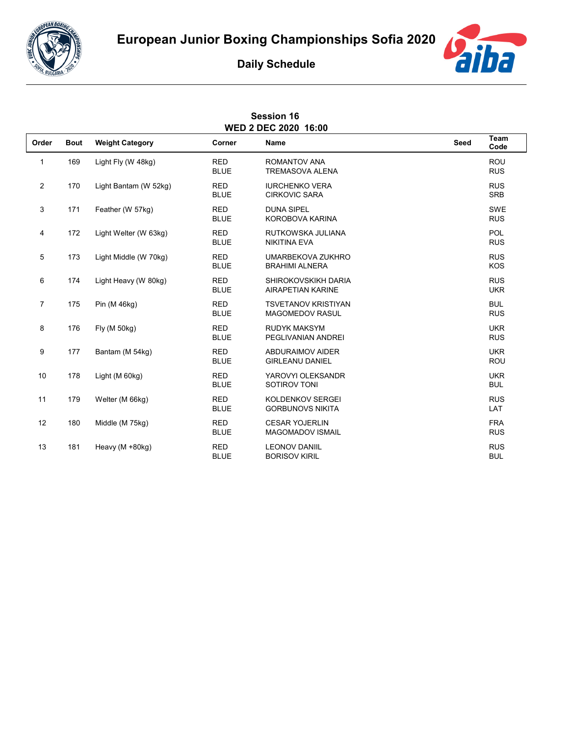# European Junior Boxing Championships Sofia 2020

## Daily Schedule

### Session 16
### WED 2 DEC 2020 16:00

| Order | Bout | Weight Category | Corner | Name | Seed | Team Code |
|---|---|---|---|---|---|---|
| 1 | 169 | Light Fly (W 48kg) | RED | ROMANTOV ANA | | ROU |
| | | | BLUE | TREMASOVA ALENA | | RUS |
| 2 | 170 | Light Bantam (W 52kg) | RED | IURCHENKO VERA | | RUS |
| | | | BLUE | CIRKOVIC SARA | | SRB |
| 3 | 171 | Feather (W 57kg) | RED | DUNA SIPEL | | SWE |
| | | | BLUE | KOROBOVA KARINA | | RUS |
| 4 | 172 | Light Welter (W 63kg) | RED | RUTKOWSKA JULIANA | | POL |
| | | | BLUE | NIKITINA EVA | | RUS |
| 5 | 173 | Light Middle (W 70kg) | RED | UMARBEKOVA ZUKHRO | | RUS |
| | | | BLUE | BRAHIMI ALNERA | | KOS |
| 6 | 174 | Light Heavy (W 80kg) | RED | SHIROKOVSKIKH DARIA | | RUS |
| | | | BLUE | AIRAPETIAN KARINE | | UKR |
| 7 | 175 | Pin (M 46kg) | RED | TSVETANOV KRISTIYAN | | BUL |
| | | | BLUE | MAGOMEDOV RASUL | | RUS |
| 8 | 176 | Fly (M 50kg) | RED | RUDYK MAKSYM | | UKR |
| | | | BLUE | PEGLIVANIAN ANDREI | | RUS |
| 9 | 177 | Bantam (M 54kg) | RED | ABDURAIMOV AIDER | | UKR |
| | | | BLUE | GIRLEANU DANIEL | | ROU |
| 10 | 178 | Light (M 60kg) | RED | YAROVYI OLEKSANDR | | UKR |
| | | | BLUE | SOTIROV TONI | | BUL |
| 11 | 179 | Welter (M 66kg) | RED | KOLDENKOV SERGEI | | RUS |
| | | | BLUE | GORBUNOVS NIKITA | | LAT |
| 12 | 180 | Middle (M 75kg) | RED | CESAR YOJERLIN | | FRA |
| | | | BLUE | MAGOMADOV ISMAIL | | RUS |
| 13 | 181 | Heavy (M +80kg) | RED | LEONOV DANIIL | | RUS |
| | | | BLUE | BORISOV KIRIL | | BUL |